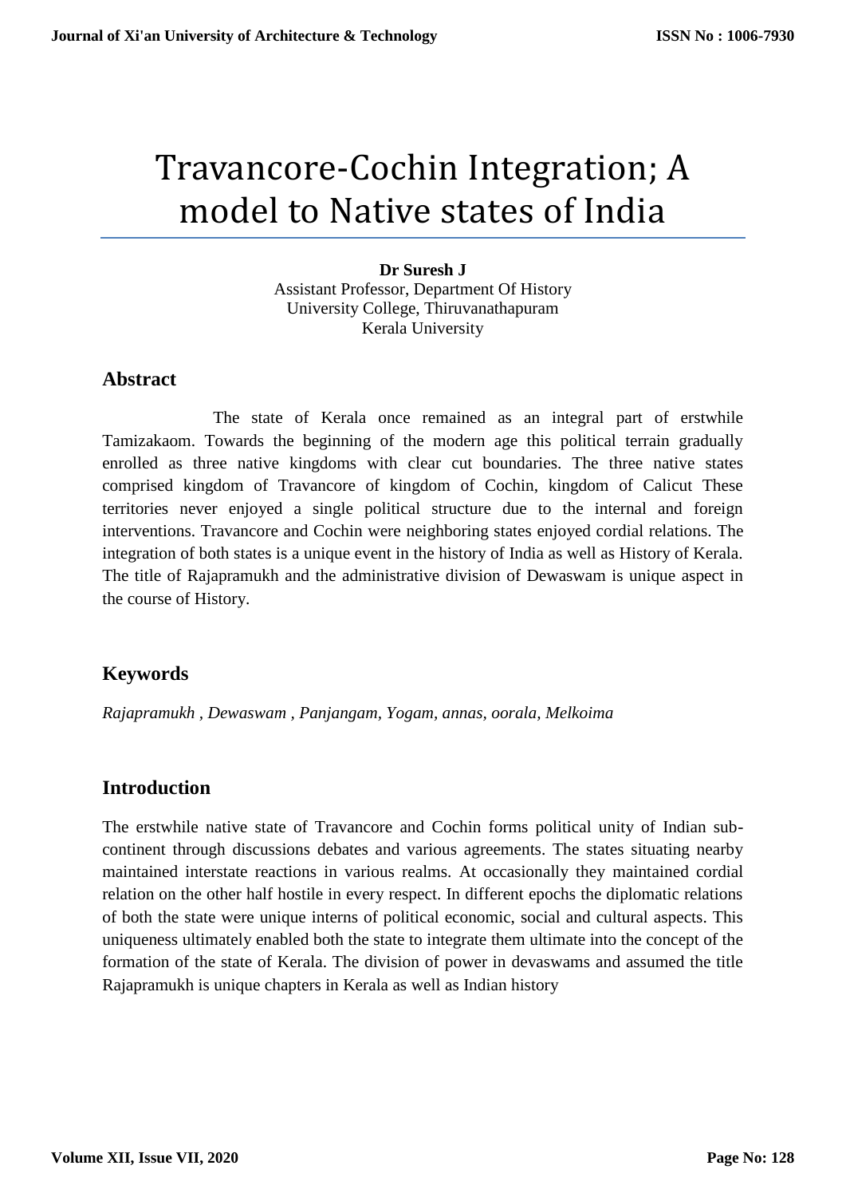# Travancore-Cochin Integration; A model to Native states of India

**Dr Suresh J**
Assistant Professor, Department Of History
University College, Thiruvanathapuram
Kerala University

## Abstract

The state of Kerala once remained as an integral part of erstwhile Tamizakaom. Towards the beginning of the modern age this political terrain gradually enrolled as three native kingdoms with clear cut boundaries. The three native states comprised kingdom of Travancore of kingdom of Cochin, kingdom of Calicut These territories never enjoyed a single political structure due to the internal and foreign interventions. Travancore and Cochin were neighboring states enjoyed cordial relations. The integration of both states is a unique event in the history of India as well as History of Kerala. The title of Rajapramukh and the administrative division of Dewaswam is unique aspect in the course of History.

## Keywords

*Rajapramukh , Dewaswam , Panjangam, Yogam, annas, oorala, Melkoima*

## Introduction

The erstwhile native state of Travancore and Cochin forms political unity of Indian sub-continent through discussions debates and various agreements. The states situating nearby maintained interstate reactions in various realms. At occasionally they maintained cordial relation on the other half hostile in every respect. In different epochs the diplomatic relations of both the state were unique interns of political economic, social and cultural aspects. This uniqueness ultimately enabled both the state to integrate them ultimate into the concept of the formation of the state of Kerala. The division of power in devaswams and assumed the title Rajapramukh is unique chapters in Kerala as well as Indian history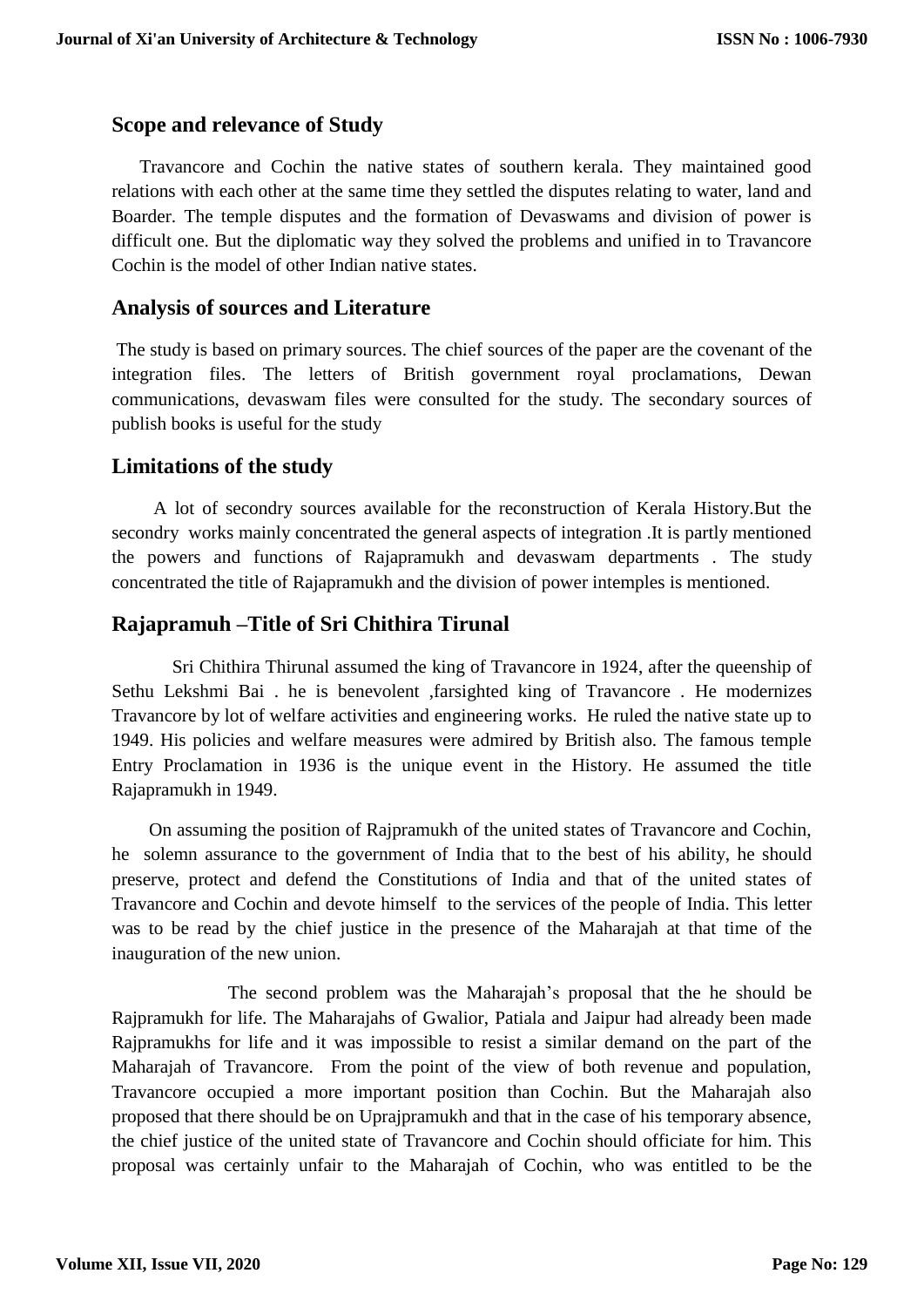## Scope and relevance of Study

Travancore and Cochin the native states of southern kerala. They maintained good relations with each other at the same time they settled the disputes relating to water, land and Boarder. The temple disputes and the formation of Devaswams and division of power is difficult one. But the diplomatic way they solved the problems and unified in to Travancore Cochin is the model of other Indian native states.

## Analysis of sources and Literature

The study is based on primary sources. The chief sources of the paper are the covenant of the integration files. The letters of British government royal proclamations, Dewan communications, devaswam files were consulted for the study. The secondary sources of publish books is useful for the study

## Limitations of the study

A lot of secondry sources available for the reconstruction of Kerala History.But the secondry works mainly concentrated the general aspects of integration .It is partly mentioned the powers and functions of Rajapramukh and devaswam departments . The study concentrated the title of Rajapramukh and the division of power intemples is mentioned.

## Rajapramuh –Title of Sri Chithira Tirunal

Sri Chithira Thirunal assumed the king of Travancore in 1924, after the queenship of Sethu Lekshmi Bai . he is benevolent ,farsighted king of Travancore . He modernizes Travancore by lot of welfare activities and engineering works. He ruled the native state up to 1949. His policies and welfare measures were admired by British also. The famous temple Entry Proclamation in 1936 is the unique event in the History. He assumed the title Rajapramukh in 1949.

On assuming the position of Rajpramukh of the united states of Travancore and Cochin, he solemn assurance to the government of India that to the best of his ability, he should preserve, protect and defend the Constitutions of India and that of the united states of Travancore and Cochin and devote himself to the services of the people of India. This letter was to be read by the chief justice in the presence of the Maharajah at that time of the inauguration of the new union.

The second problem was the Maharajah's proposal that the he should be Rajpramukh for life. The Maharajahs of Gwalior, Patiala and Jaipur had already been made Rajpramukhs for life and it was impossible to resist a similar demand on the part of the Maharajah of Travancore. From the point of the view of both revenue and population, Travancore occupied a more important position than Cochin. But the Maharajah also proposed that there should be on Uprajpramukh and that in the case of his temporary absence, the chief justice of the united state of Travancore and Cochin should officiate for him. This proposal was certainly unfair to the Maharajah of Cochin, who was entitled to be the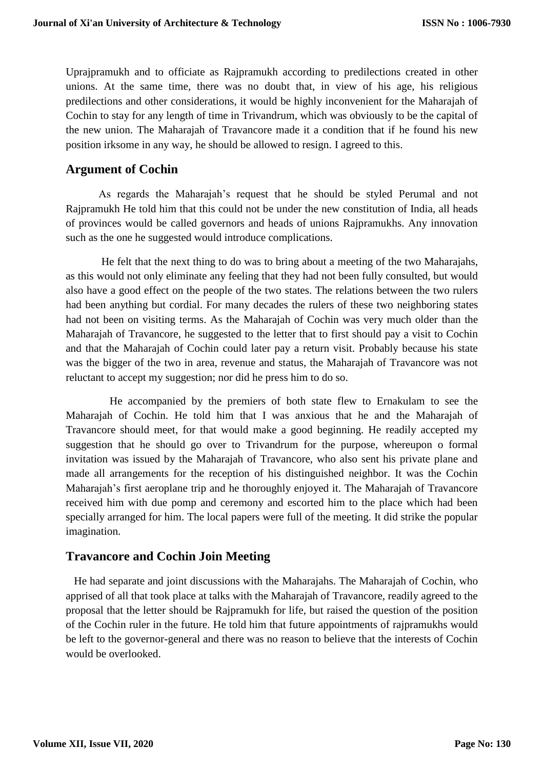Uprajpramukh and to officiate as Rajpramukh according to predilections created in other unions. At the same time, there was no doubt that, in view of his age, his religious predilections and other considerations, it would be highly inconvenient for the Maharajah of Cochin to stay for any length of time in Trivandrum, which was obviously to be the capital of the new union. The Maharajah of Travancore made it a condition that if he found his new position irksome in any way, he should be allowed to resign. I agreed to this.

## Argument of Cochin

As regards the Maharajah's request that he should be styled Perumal and not Rajpramukh He told him that this could not be under the new constitution of India, all heads of provinces would be called governors and heads of unions Rajpramukhs. Any innovation such as the one he suggested would introduce complications.

He felt that the next thing to do was to bring about a meeting of the two Maharajahs, as this would not only eliminate any feeling that they had not been fully consulted, but would also have a good effect on the people of the two states. The relations between the two rulers had been anything but cordial. For many decades the rulers of these two neighboring states had not been on visiting terms. As the Maharajah of Cochin was very much older than the Maharajah of Travancore, he suggested to the letter that to first should pay a visit to Cochin and that the Maharajah of Cochin could later pay a return visit. Probably because his state was the bigger of the two in area, revenue and status, the Maharajah of Travancore was not reluctant to accept my suggestion; nor did he press him to do so.

He accompanied by the premiers of both state flew to Ernakulam to see the Maharajah of Cochin. He told him that I was anxious that he and the Maharajah of Travancore should meet, for that would make a good beginning. He readily accepted my suggestion that he should go over to Trivandrum for the purpose, whereupon o formal invitation was issued by the Maharajah of Travancore, who also sent his private plane and made all arrangements for the reception of his distinguished neighbor. It was the Cochin Maharajah's first aeroplane trip and he thoroughly enjoyed it. The Maharajah of Travancore received him with due pomp and ceremony and escorted him to the place which had been specially arranged for him. The local papers were full of the meeting. It did strike the popular imagination.

## Travancore and Cochin Join Meeting

He had separate and joint discussions with the Maharajahs. The Maharajah of Cochin, who apprised of all that took place at talks with the Maharajah of Travancore, readily agreed to the proposal that the letter should be Rajpramukh for life, but raised the question of the position of the Cochin ruler in the future. He told him that future appointments of rajpramukhs would be left to the governor-general and there was no reason to believe that the interests of Cochin would be overlooked.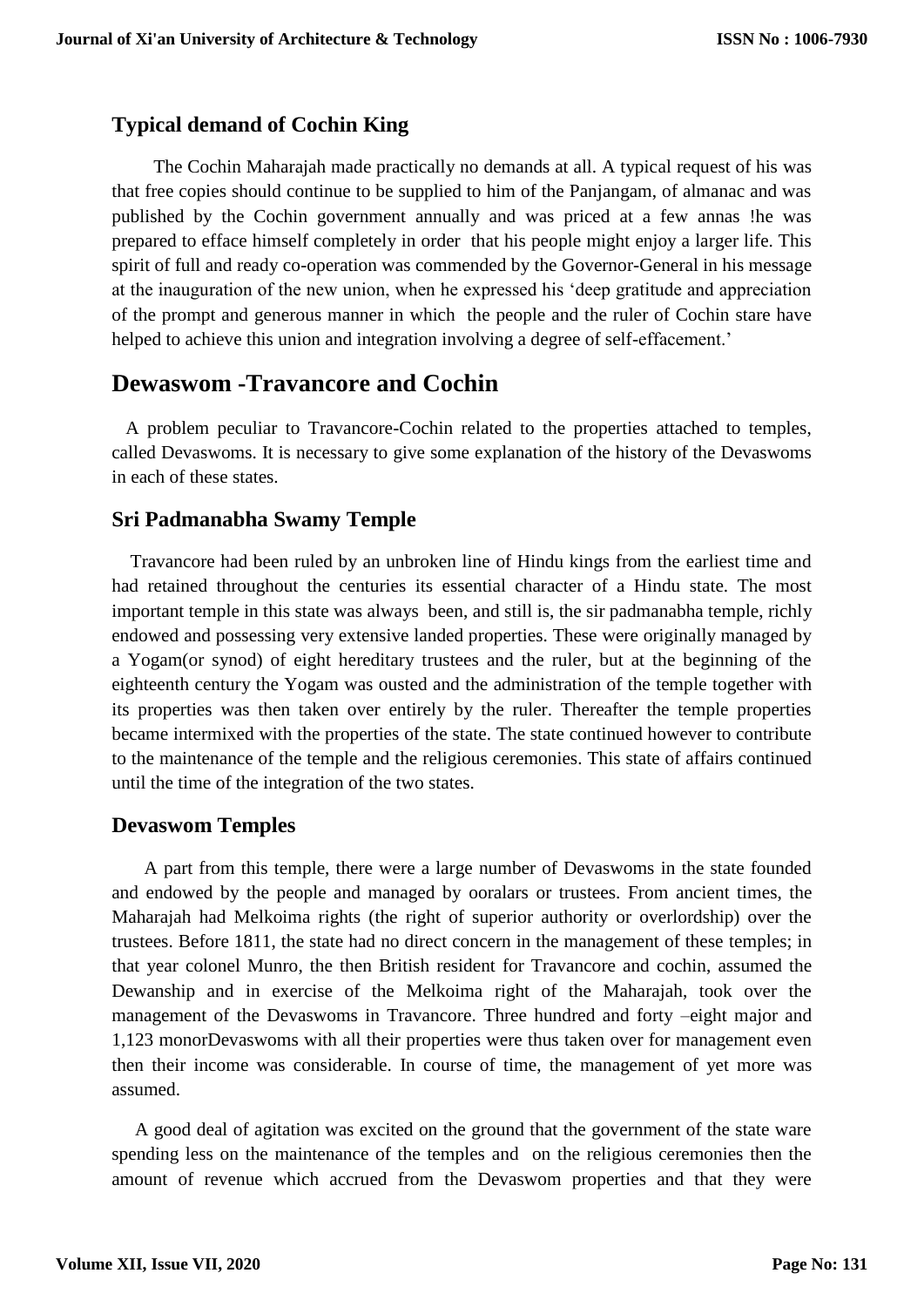## Typical demand of Cochin King

The Cochin Maharajah made practically no demands at all. A typical request of his was that free copies should continue to be supplied to him of the Panjangam, of almanac and was published by the Cochin government annually and was priced at a few annas !he was prepared to efface himself completely in order that his people might enjoy a larger life. This spirit of full and ready co-operation was commended by the Governor-General in his message at the inauguration of the new union, when he expressed his 'deep gratitude and appreciation of the prompt and generous manner in which the people and the ruler of Cochin stare have helped to achieve this union and integration involving a degree of self-effacement.'

# Dewaswom -Travancore and Cochin

A problem peculiar to Travancore-Cochin related to the properties attached to temples, called Devaswoms. It is necessary to give some explanation of the history of the Devaswoms in each of these states.

## Sri Padmanabha Swamy Temple

Travancore had been ruled by an unbroken line of Hindu kings from the earliest time and had retained throughout the centuries its essential character of a Hindu state. The most important temple in this state was always been, and still is, the sir padmanabha temple, richly endowed and possessing very extensive landed properties. These were originally managed by a Yogam(or synod) of eight hereditary trustees and the ruler, but at the beginning of the eighteenth century the Yogam was ousted and the administration of the temple together with its properties was then taken over entirely by the ruler. Thereafter the temple properties became intermixed with the properties of the state. The state continued however to contribute to the maintenance of the temple and the religious ceremonies. This state of affairs continued until the time of the integration of the two states.

## Devaswom Temples

A part from this temple, there were a large number of Devaswoms in the state founded and endowed by the people and managed by ooralars or trustees. From ancient times, the Maharajah had Melkoima rights (the right of superior authority or overlordship) over the trustees. Before 1811, the state had no direct concern in the management of these temples; in that year colonel Munro, the then British resident for Travancore and cochin, assumed the Dewanship and in exercise of the Melkoima right of the Maharajah, took over the management of the Devaswoms in Travancore. Three hundred and forty –eight major and 1,123 monorDevaswoms with all their properties were thus taken over for management even then their income was considerable. In course of time, the management of yet more was assumed.

A good deal of agitation was excited on the ground that the government of the state ware spending less on the maintenance of the temples and on the religious ceremonies then the amount of revenue which accrued from the Devaswom properties and that they were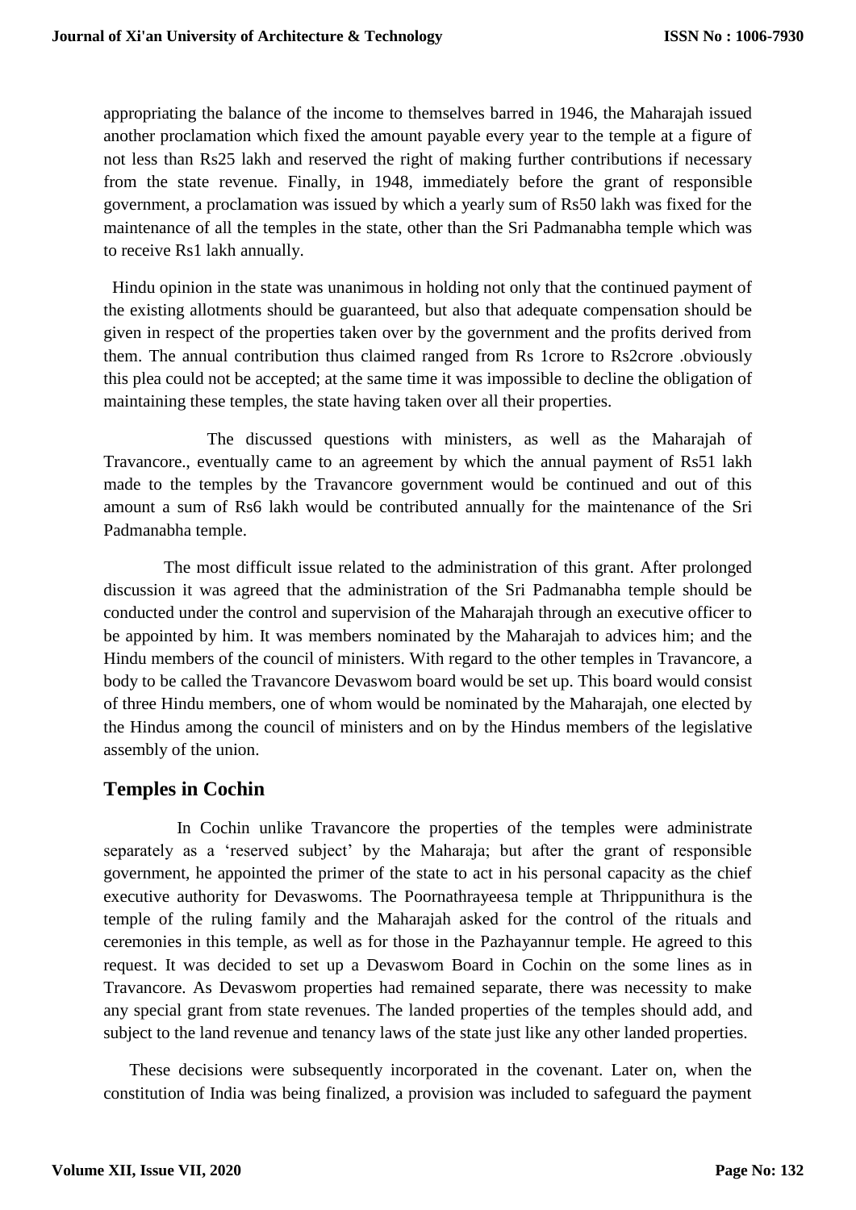appropriating the balance of the income to themselves barred in 1946, the Maharajah issued another proclamation which fixed the amount payable every year to the temple at a figure of not less than Rs25 lakh and reserved the right of making further contributions if necessary from the state revenue. Finally, in 1948, immediately before the grant of responsible government, a proclamation was issued by which a yearly sum of Rs50 lakh was fixed for the maintenance of all the temples in the state, other than the Sri Padmanabha temple which was to receive Rs1 lakh annually.

Hindu opinion in the state was unanimous in holding not only that the continued payment of the existing allotments should be guaranteed, but also that adequate compensation should be given in respect of the properties taken over by the government and the profits derived from them. The annual contribution thus claimed ranged from Rs 1crore to Rs2crore .obviously this plea could not be accepted; at the same time it was impossible to decline the obligation of maintaining these temples, the state having taken over all their properties.

The discussed questions with ministers, as well as the Maharajah of Travancore., eventually came to an agreement by which the annual payment of Rs51 lakh made to the temples by the Travancore government would be continued and out of this amount a sum of Rs6 lakh would be contributed annually for the maintenance of the Sri Padmanabha temple.

The most difficult issue related to the administration of this grant. After prolonged discussion it was agreed that the administration of the Sri Padmanabha temple should be conducted under the control and supervision of the Maharajah through an executive officer to be appointed by him. It was members nominated by the Maharajah to advices him; and the Hindu members of the council of ministers. With regard to the other temples in Travancore, a body to be called the Travancore Devaswom board would be set up. This board would consist of three Hindu members, one of whom would be nominated by the Maharajah, one elected by the Hindus among the council of ministers and on by the Hindus members of the legislative assembly of the union.

## Temples in Cochin

In Cochin unlike Travancore the properties of the temples were administrate separately as a 'reserved subject' by the Maharaja; but after the grant of responsible government, he appointed the primer of the state to act in his personal capacity as the chief executive authority for Devaswoms. The Poornathrayeesa temple at Thrippunithura is the temple of the ruling family and the Maharajah asked for the control of the rituals and ceremonies in this temple, as well as for those in the Pazhayannur temple. He agreed to this request. It was decided to set up a Devaswom Board in Cochin on the some lines as in Travancore. As Devaswom properties had remained separate, there was necessity to make any special grant from state revenues. The landed properties of the temples should add, and subject to the land revenue and tenancy laws of the state just like any other landed properties.

These decisions were subsequently incorporated in the covenant. Later on, when the constitution of India was being finalized, a provision was included to safeguard the payment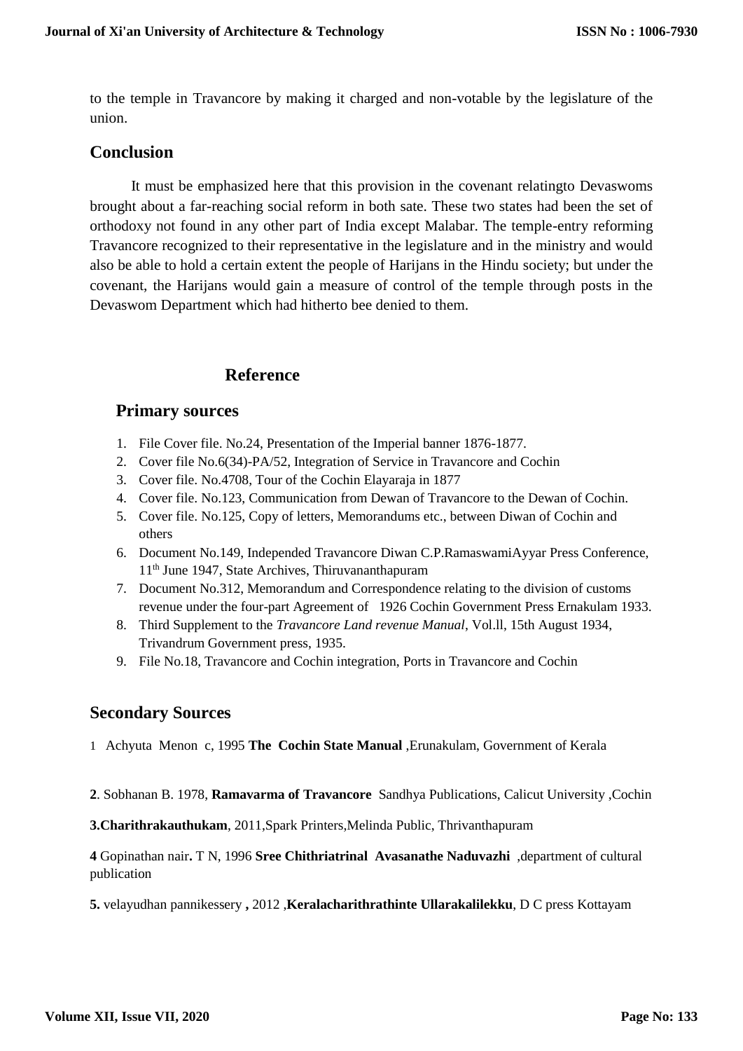to the temple in Travancore by making it charged and non-votable by the legislature of the union.

## Conclusion

It must be emphasized here that this provision in the covenant relatingto Devaswoms brought about a far-reaching social reform in both sate. These two states had been the set of orthodoxy not found in any other part of India except Malabar. The temple-entry reforming Travancore recognized to their representative in the legislature and in the ministry and would also be able to hold a certain extent the people of Harijans in the Hindu society; but under the covenant, the Harijans would gain a measure of control of the temple through posts in the Devaswom Department which had hitherto bee denied to them.

## Reference

### Primary sources

1. File Cover file. No.24, Presentation of the Imperial banner 1876-1877.
2. Cover file No.6(34)-PA/52, Integration of Service in Travancore and Cochin
3. Cover file. No.4708, Tour of the Cochin Elayaraja in 1877
4. Cover file. No.123, Communication from Dewan of Travancore to the Dewan of Cochin.
5. Cover file. No.125, Copy of letters, Memorandums etc., between Diwan of Cochin and others
6. Document No.149, Independed Travancore Diwan C.P.RamaswamiAyyar Press Conference, 11th June 1947, State Archives, Thiruvananthapuram
7. Document No.312, Memorandum and Correspondence relating to the division of customs revenue under the four-part Agreement of 1926 Cochin Government Press Ernakulam 1933.
8. Third Supplement to the *Travancore Land revenue Manual*, Vol.ll, 15th August 1934, Trivandrum Government press, 1935.
9. File No.18, Travancore and Cochin integration, Ports in Travancore and Cochin

### Secondary Sources

1 Achyuta Menon c, 1995 **The Cochin State Manual** ,Erunakulam, Government of Kerala

**2**. Sobhanan B. 1978, **Ramavarma of Travancore** Sandhya Publications, Calicut University ,Cochin

**3.Charithrakauthukam**, 2011,Spark Printers,Melinda Public, Thrivanthapuram

**4** Gopinathan nair**.** T N, 1996 **Sree Chithriatrinal Avasanathe Naduvazhi** ,department of cultural publication

**5.** velayudhan pannikessery **,** 2012 ,**Keralacharithrathinte Ullarakalilekku**, D C press Kottayam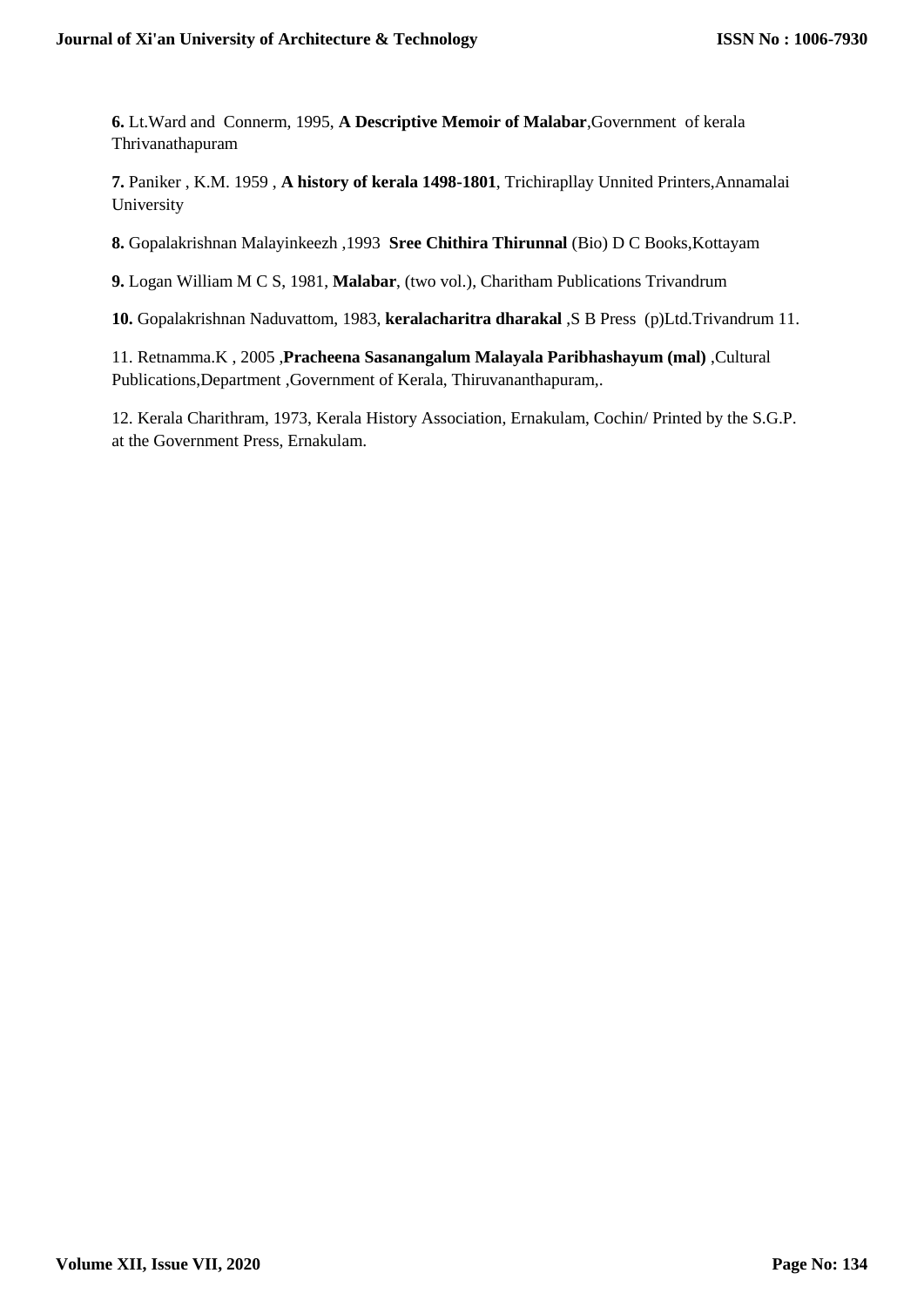**6.** Lt.Ward and Connerm, 1995, **A Descriptive Memoir of Malabar**,Government of kerala Thrivanathapuram

**7.** Paniker , K.M. 1959 , **A history of kerala 1498-1801**, Trichirapllay Unnited Printers,Annamalai University

**8.** Gopalakrishnan Malayinkeezh ,1993 **Sree Chithira Thirunnal** (Bio) D C Books,Kottayam

**9.** Logan William M C S, 1981, **Malabar**, (two vol.), Charitham Publications Trivandrum

**10.** Gopalakrishnan Naduvattom, 1983, **keralacharitra dharakal** ,S B Press (p)Ltd.Trivandrum 11.

11. Retnamma.K , 2005 ,**Pracheena Sasanangalum Malayala Paribhashayum (mal)** ,Cultural Publications,Department ,Government of Kerala, Thiruvananthapuram,.

12. Kerala Charithram, 1973, Kerala History Association, Ernakulam, Cochin/ Printed by the S.G.P. at the Government Press, Ernakulam.